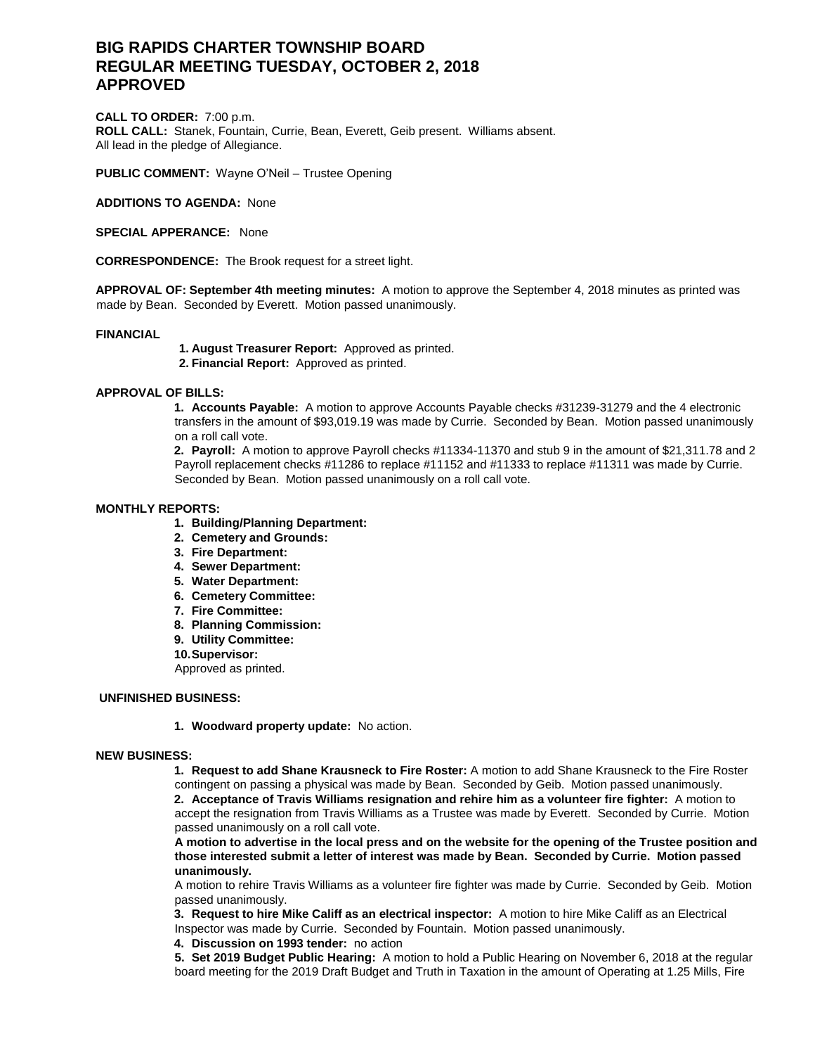# BIG RAPIDS CHARTER TOWNSHIP BOARD
# REGULAR MEETING TUESDAY, OCTOBER 2, 2018
# APPROVED

**CALL TO ORDER:** 7:00 p.m.
**ROLL CALL:** Stanek, Fountain, Currie, Bean, Everett, Geib present. Williams absent.
All lead in the pledge of Allegiance.

**PUBLIC COMMENT:** Wayne O'Neil – Trustee Opening

**ADDITIONS TO AGENDA:** None

**SPECIAL APPERANCE:** None

**CORRESPONDENCE:** The Brook request for a street light.

**APPROVAL OF: September 4th meeting minutes:** A motion to approve the September 4, 2018 minutes as printed was made by Bean. Seconded by Everett. Motion passed unanimously.

**FINANCIAL**

**1. August Treasurer Report:** Approved as printed.
**2. Financial Report:** Approved as printed.

**APPROVAL OF BILLS:**

**1. Accounts Payable:** A motion to approve Accounts Payable checks #31239-31279 and the 4 electronic transfers in the amount of $93,019.19 was made by Currie. Seconded by Bean. Motion passed unanimously on a roll call vote.

**2. Payroll:** A motion to approve Payroll checks #11334-11370 and stub 9 in the amount of $21,311.78 and 2 Payroll replacement checks #11286 to replace #11152 and #11333 to replace #11311 was made by Currie. Seconded by Bean. Motion passed unanimously on a roll call vote.

**MONTHLY REPORTS:**

1. **Building/Planning Department:**
2. **Cemetery and Grounds:**
3. **Fire Department:**
4. **Sewer Department:**
5. **Water Department:**
6. **Cemetery Committee:**
7. **Fire Committee:**
8. **Planning Commission:**
9. **Utility Committee:**
10. **Supervisor:**

Approved as printed.

**UNFINISHED BUSINESS:**

1. **Woodward property update:** No action.

**NEW BUSINESS:**

**1. Request to add Shane Krausneck to Fire Roster:** A motion to add Shane Krausneck to the Fire Roster contingent on passing a physical was made by Bean. Seconded by Geib. Motion passed unanimously.

**2. Acceptance of Travis Williams resignation and rehire him as a volunteer fire fighter:** A motion to accept the resignation from Travis Williams as a Trustee was made by Everett. Seconded by Currie. Motion passed unanimously on a roll call vote.

**A motion to advertise in the local press and on the website for the opening of the Trustee position and those interested submit a letter of interest was made by Bean. Seconded by Currie. Motion passed unanimously.**

A motion to rehire Travis Williams as a volunteer fire fighter was made by Currie. Seconded by Geib. Motion passed unanimously.

**3. Request to hire Mike Califf as an electrical inspector:** A motion to hire Mike Califf as an Electrical Inspector was made by Currie. Seconded by Fountain. Motion passed unanimously.

**4. Discussion on 1993 tender:** no action

**5. Set 2019 Budget Public Hearing:** A motion to hold a Public Hearing on November 6, 2018 at the regular board meeting for the 2019 Draft Budget and Truth in Taxation in the amount of Operating at 1.25 Mills, Fire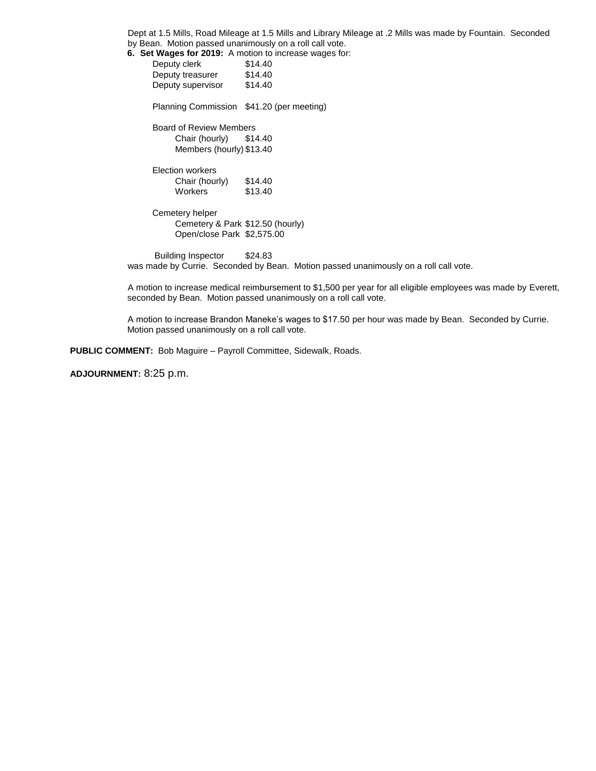Dept at 1.5 Mills, Road Mileage at 1.5 Mills and Library Mileage at .2 Mills was made by Fountain. Seconded by Bean. Motion passed unanimously on a roll call vote.

**6. Set Wages for 2019:** A motion to increase wages for:

| | |
|---|---|
| Deputy clerk | $14.40 |
| Deputy treasurer | $14.40 |
| Deputy supervisor | $14.40 |

Planning Commission $41.20 (per meeting)

Board of Review Members

| | |
|---|---|
| Chair (hourly) | $14.40 |
| Members (hourly) | $13.40 |

Election workers

| | |
|---|---|
| Chair (hourly) | $14.40 |
| Workers | $13.40 |

Cemetery helper

| | |
|---|---|
| Cemetery & Park | $12.50 (hourly) |
| Open/close Park | $2,575.00 |

Building Inspector $24.83

was made by Currie. Seconded by Bean. Motion passed unanimously on a roll call vote.

A motion to increase medical reimbursement to $1,500 per year for all eligible employees was made by Everett, seconded by Bean. Motion passed unanimously on a roll call vote.

A motion to increase Brandon Maneke's wages to $17.50 per hour was made by Bean. Seconded by Currie. Motion passed unanimously on a roll call vote.

**PUBLIC COMMENT:** Bob Maguire – Payroll Committee, Sidewalk, Roads.

**ADJOURNMENT:** 8:25 p.m.